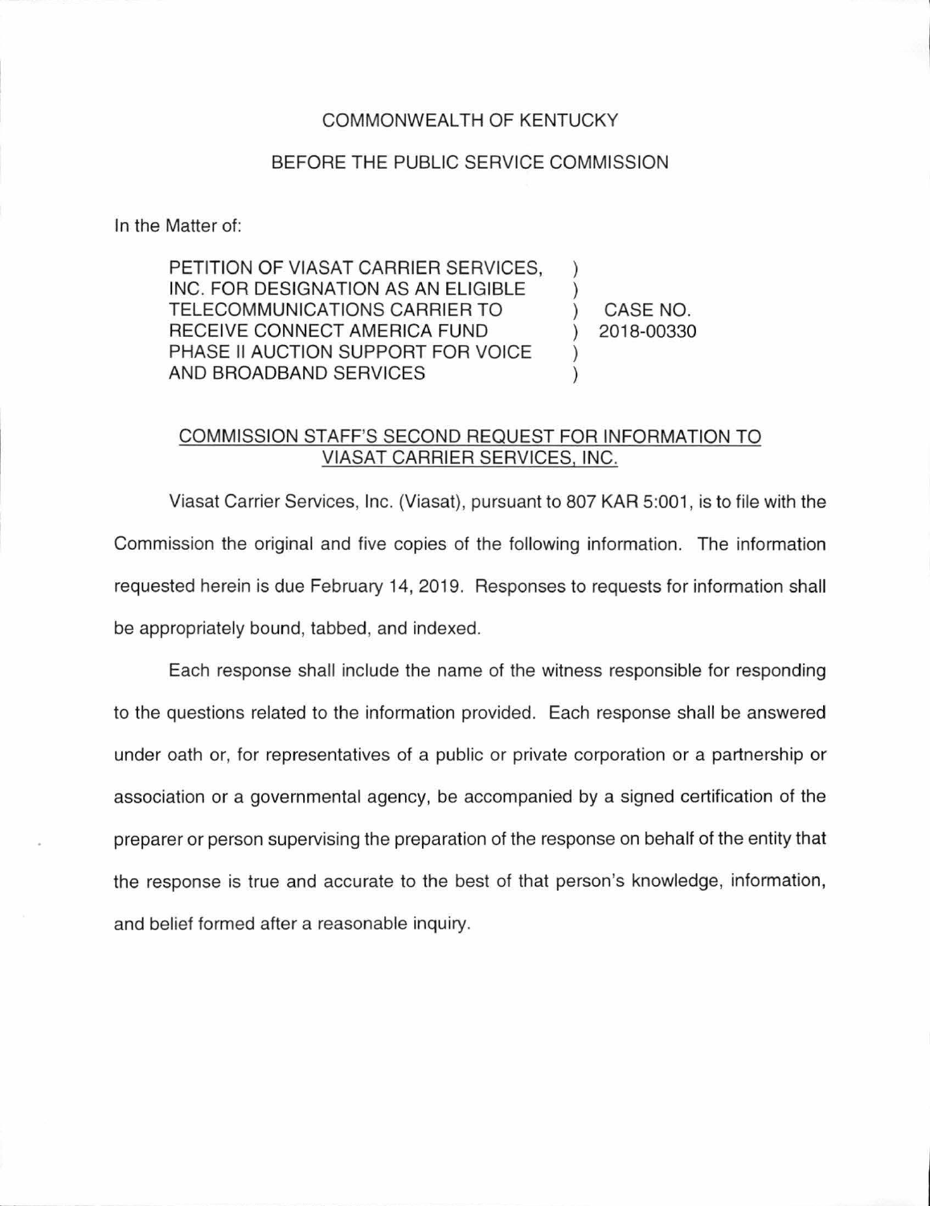COMMONWEALTH OF KENTUCKY

BEFORE THE PUBLIC SERVICE COMMISSION

In the Matter of:

| | | |
|---|---|---|
| PETITION OF VIASAT CARRIER SERVICES, INC. FOR DESIGNATION AS AN ELIGIBLE TELECOMMUNICATIONS CARRIER TO RECEIVE CONNECT AMERICA FUND PHASE II AUCTION SUPPORT FOR VOICE AND BROADBAND SERVICES | ) | CASE NO. 2018-00330 |

COMMISSION STAFF'S SECOND REQUEST FOR INFORMATION TO VIASAT CARRIER SERVICES, INC.

Viasat Carrier Services, Inc. (Viasat), pursuant to 807 KAR 5:001, is to file with the Commission the original and five copies of the following information. The information requested herein is due February 14, 2019. Responses to requests for information shall be appropriately bound, tabbed, and indexed.

Each response shall include the name of the witness responsible for responding to the questions related to the information provided. Each response shall be answered under oath or, for representatives of a public or private corporation or a partnership or association or a governmental agency, be accompanied by a signed certification of the preparer or person supervising the preparation of the response on behalf of the entity that the response is true and accurate to the best of that person's knowledge, information, and belief formed after a reasonable inquiry.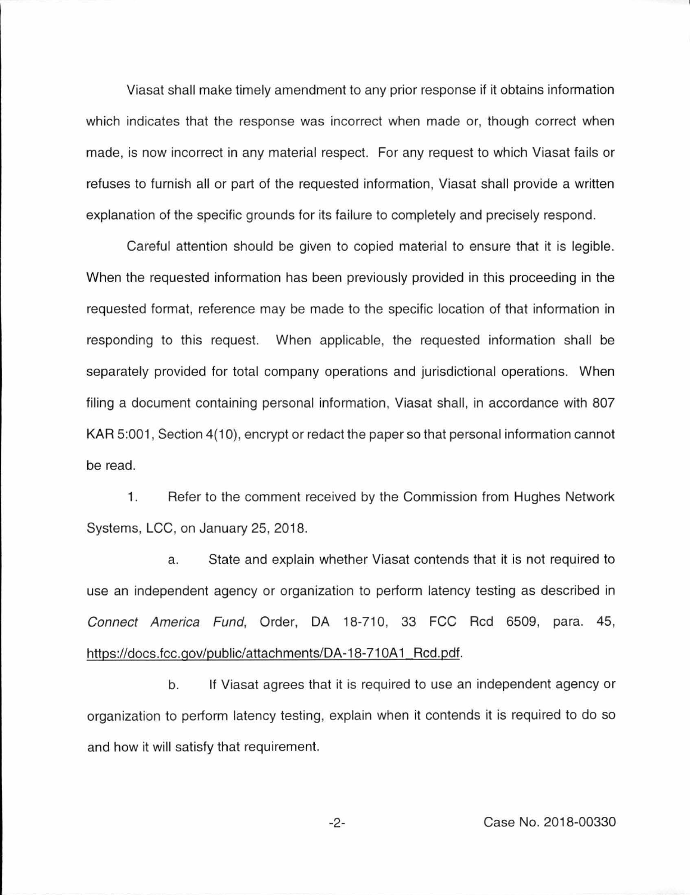Viasat shall make timely amendment to any prior response if it obtains information which indicates that the response was incorrect when made or, though correct when made, is now incorrect in any material respect. For any request to which Viasat fails or refuses to furnish all or part of the requested information, Viasat shall provide a written explanation of the specific grounds for its failure to completely and precisely respond.

Careful attention should be given to copied material to ensure that it is legible. When the requested information has been previously provided in this proceeding in the requested format, reference may be made to the specific location of that information in responding to this request. When applicable, the requested information shall be separately provided for total company operations and jurisdictional operations. When filing a document containing personal information, Viasat shall, in accordance with 807 KAR 5:001, Section 4(10), encrypt or redact the paper so that personal information cannot be read.

1. Refer to the comment received by the Commission from Hughes Network Systems, LCC, on January 25, 2018.

   a. State and explain whether Viasat contends that it is not required to use an independent agency or organization to perform latency testing as described in *Connect America Fund*, Order, DA 18-710, 33 FCC Rcd 6509, para. 45, https://docs.fcc.gov/public/attachments/DA-18-710A1_Rcd.pdf.

   b. If Viasat agrees that it is required to use an independent agency or organization to perform latency testing, explain when it contends it is required to do so and how it will satisfy that requirement.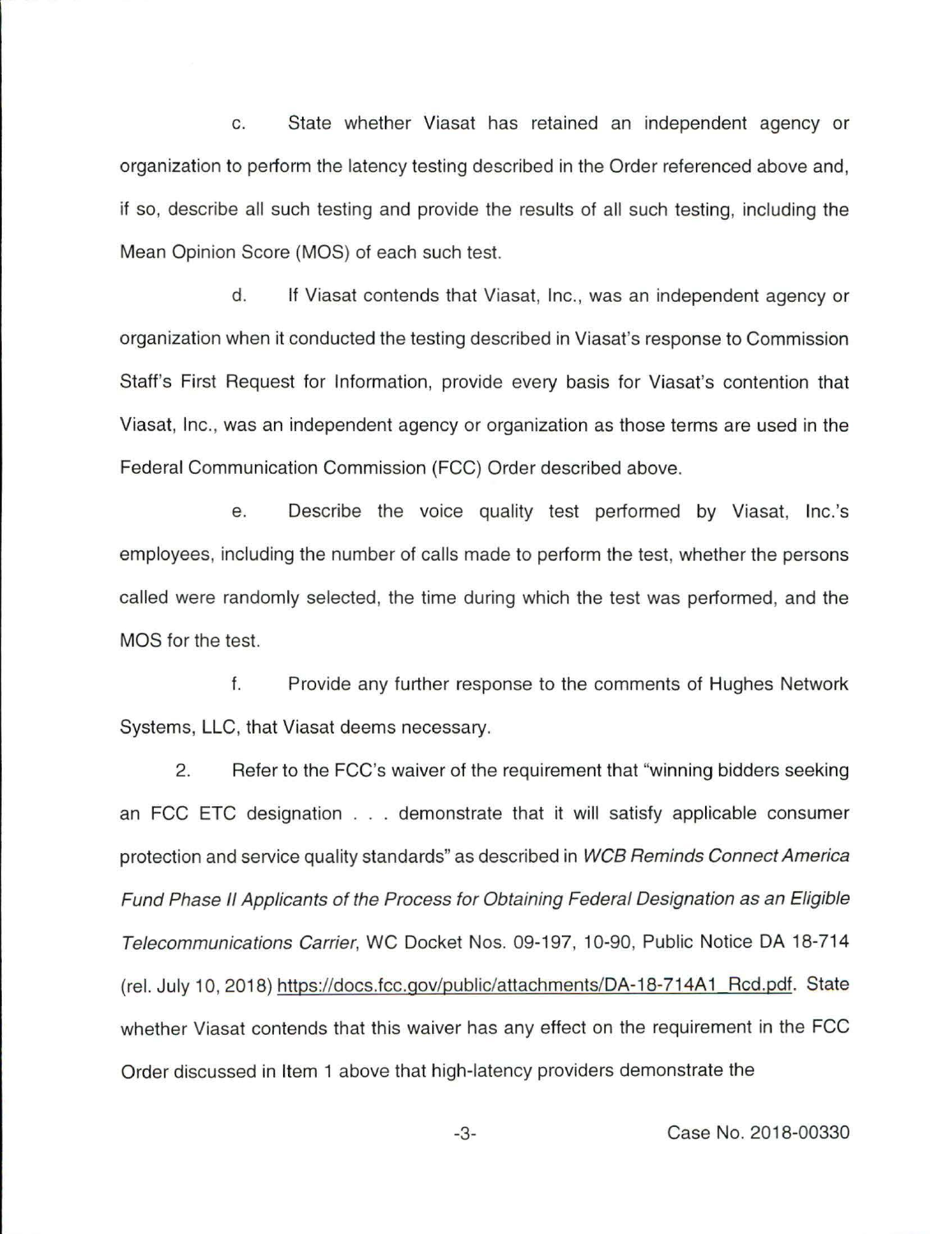c. State whether Viasat has retained an independent agency or organization to perform the latency testing described in the Order referenced above and, if so, describe all such testing and provide the results of all such testing, including the Mean Opinion Score (MOS) of each such test.

d. If Viasat contends that Viasat, Inc., was an independent agency or organization when it conducted the testing described in Viasat's response to Commission Staff's First Request for Information, provide every basis for Viasat's contention that Viasat, Inc., was an independent agency or organization as those terms are used in the Federal Communication Commission (FCC) Order described above.

e. Describe the voice quality test performed by Viasat, Inc.'s employees, including the number of calls made to perform the test, whether the persons called were randomly selected, the time during which the test was performed, and the MOS for the test.

f. Provide any further response to the comments of Hughes Network Systems, LLC, that Viasat deems necessary.

2. Refer to the FCC's waiver of the requirement that "winning bidders seeking an FCC ETC designation . . . demonstrate that it will satisfy applicable consumer protection and service quality standards" as described in *WCB Reminds Connect America Fund Phase II Applicants of the Process for Obtaining Federal Designation as an Eligible Telecommunications Carrier*, WC Docket Nos. 09-197, 10-90, Public Notice DA 18-714 (rel. July 10, 2018) https://docs.fcc.gov/public/attachments/DA-18-714A1_Rcd.pdf. State whether Viasat contends that this waiver has any effect on the requirement in the FCC Order discussed in Item 1 above that high-latency providers demonstrate the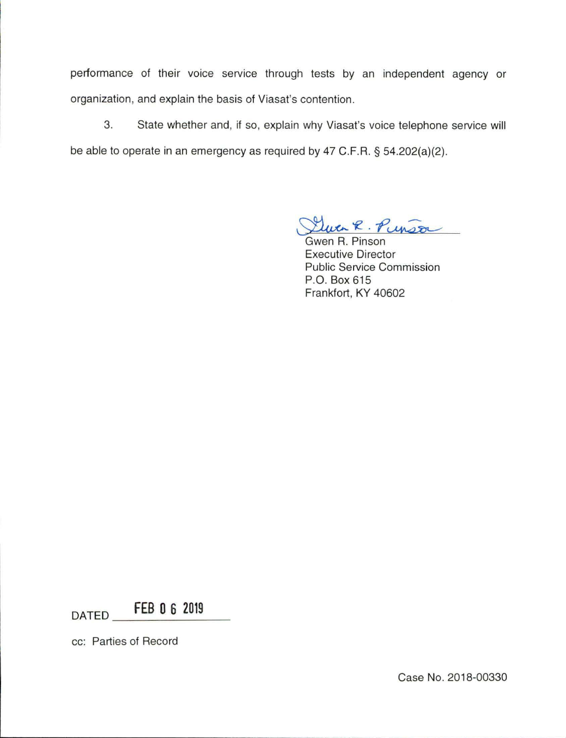performance of their voice service through tests by an independent agency or organization, and explain the basis of Viasat's contention.

3. State whether and, if so, explain why Viasat's voice telephone service will be able to operate in an emergency as required by 47 C.F.R. § 54.202(a)(2).

Gwen R. Pinson
Executive Director
Public Service Commission
P.O. Box 615
Frankfort, KY 40602

DATED FEB 06 2019

cc: Parties of Record

Case No. 2018-00330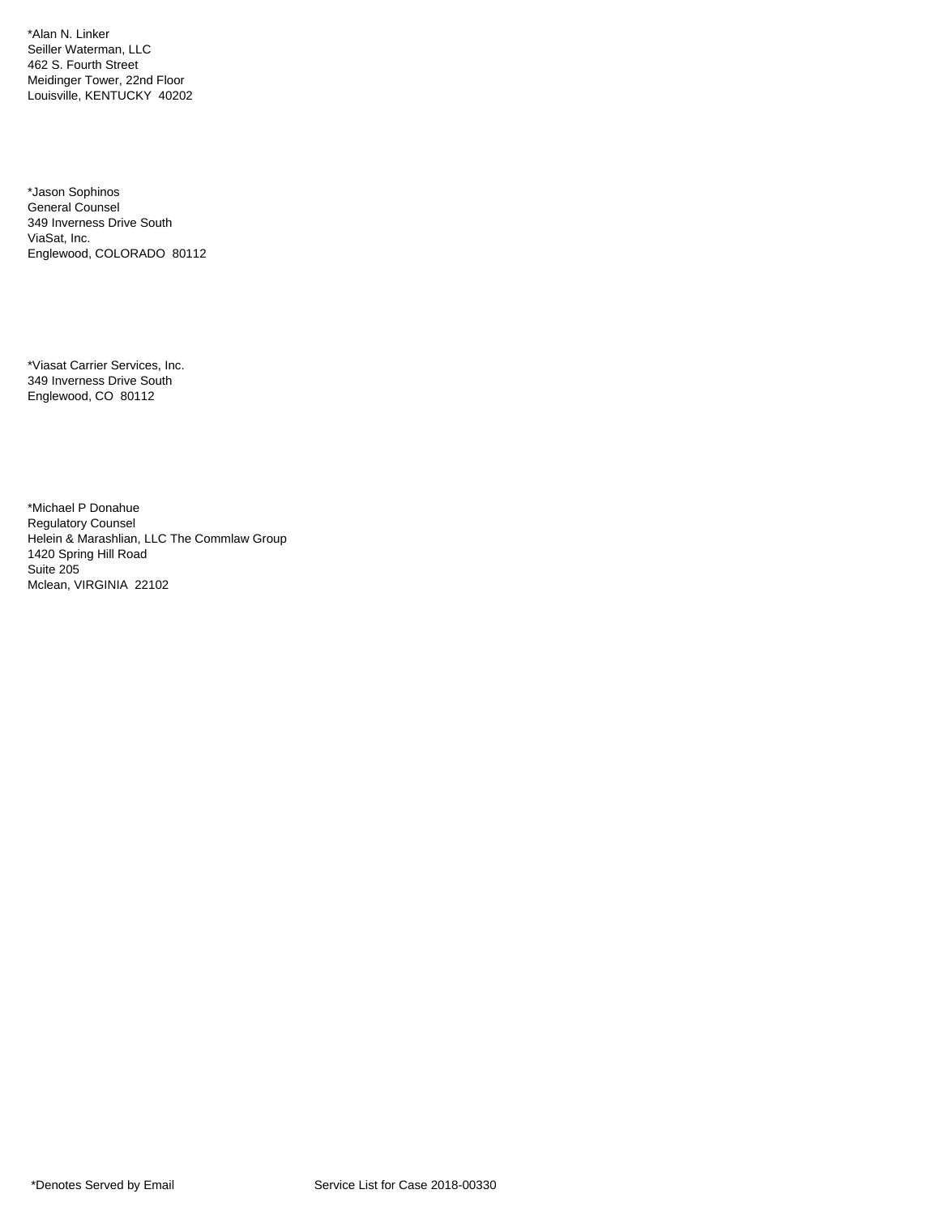*Alan N. Linker
Seiller Waterman, LLC
462 S. Fourth Street
Meidinger Tower, 22nd Floor
Louisville, KENTUCKY  40202

*Jason Sophinos
General Counsel
349 Inverness Drive South
ViaSat, Inc.
Englewood, COLORADO  80112

*Viasat Carrier Services, Inc.
349 Inverness Drive South
Englewood, CO  80112

*Michael P Donahue
Regulatory Counsel
Helein & Marashlian, LLC The Commlaw Group
1420 Spring Hill Road
Suite 205
Mclean, VIRGINIA  22102

*Denotes Served by Email

Service List for Case 2018-00330